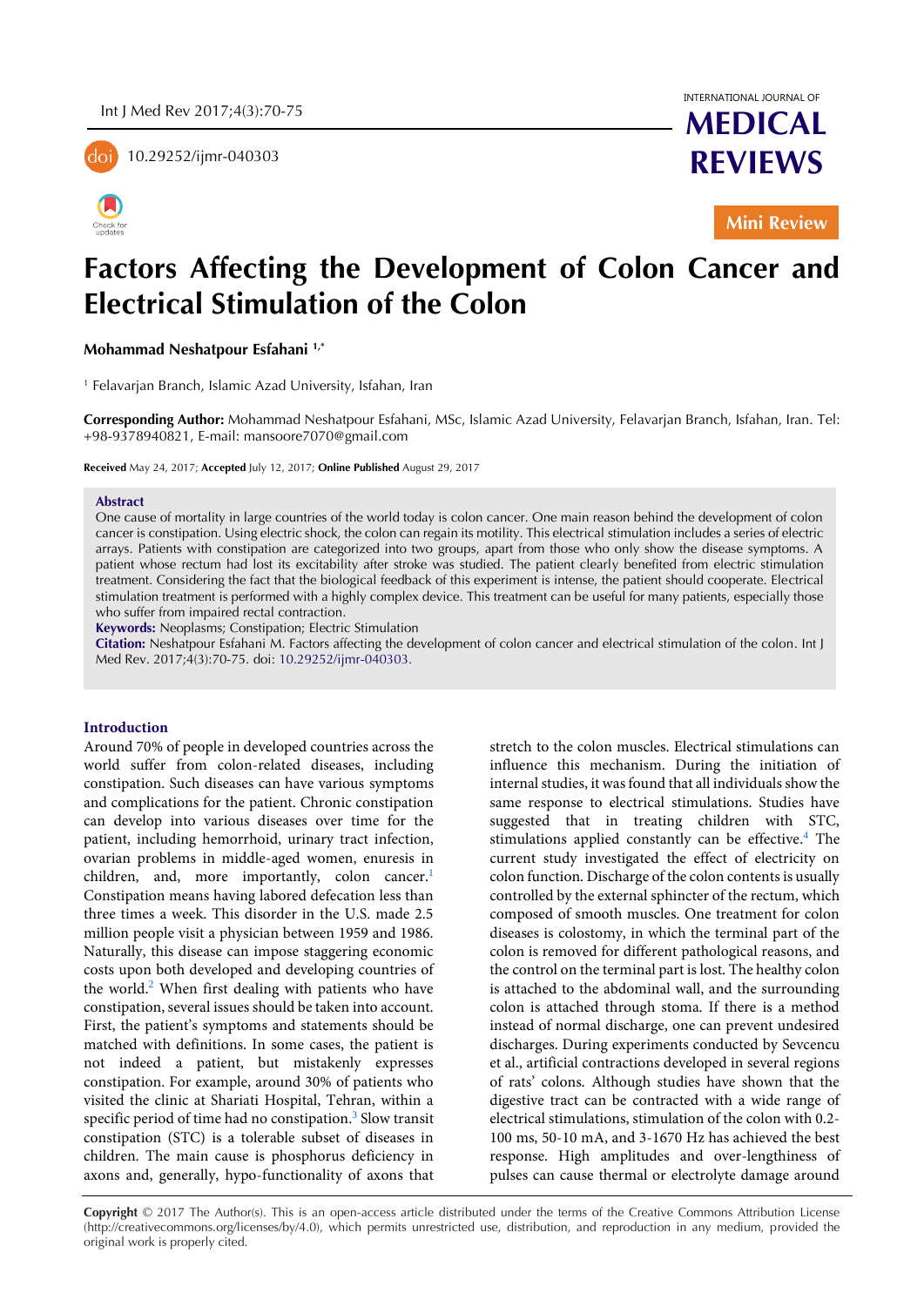Mini Review

# Factors Affecting the Development of Colon Cancer and Electrical Stimulation of the Colon

**Mohammad Neshatpour Esfahani** [1,*]

[1] Felavarjan Branch, Islamic Azad University, Isfahan, Iran

**Corresponding Author:** Mohammad Neshatpour Esfahani, MSc, Islamic Azad University, Felavarjan Branch, Isfahan, Iran. Tel: +98-9378940821, E-mail: mansoore7070@gmail.com

**Received** May 24, 2017; **Accepted** July 12, 2017; **Online Published** August 29, 2017

## Abstract

One cause of mortality in large countries of the world today is colon cancer. One main reason behind the development of colon cancer is constipation. Using electric shock, the colon can regain its motility. This electrical stimulation includes a series of electric arrays. Patients with constipation are categorized into two groups, apart from those who only show the disease symptoms. A patient whose rectum had lost its excitability after stroke was studied. The patient clearly benefited from electric stimulation treatment. Considering the fact that the biological feedback of this experiment is intense, the patient should cooperate. Electrical stimulation treatment is performed with a highly complex device. This treatment can be useful for many patients, especially those who suffer from impaired rectal contraction.

**Keywords:** Neoplasms; Constipation; Electric Stimulation

**Citation:** Neshatpour Esfahani M. Factors affecting the development of colon cancer and electrical stimulation of the colon. Int J Med Rev. 2017;4(3):70-75. doi: 10.29252/ijmr-040303.

## Introduction

Around 70% of people in developed countries across the world suffer from colon-related diseases, including constipation. Such diseases can have various symptoms and complications for the patient. Chronic constipation can develop into various diseases over time for the patient, including hemorrhoid, urinary tract infection, ovarian problems in middle-aged women, enuresis in children, and, more importantly, colon cancer.[1] Constipation means having labored defecation less than three times a week. This disorder in the U.S. made 2.5 million people visit a physician between 1959 and 1986. Naturally, this disease can impose staggering economic costs upon both developed and developing countries of the world.[2] When first dealing with patients who have constipation, several issues should be taken into account. First, the patient's symptoms and statements should be matched with definitions. In some cases, the patient is not indeed a patient, but mistakenly expresses constipation. For example, around 30% of patients who visited the clinic at Shariati Hospital, Tehran, within a specific period of time had no constipation.[3] Slow transit constipation (STC) is a tolerable subset of diseases in children. The main cause is phosphorus deficiency in axons and, generally, hypo-functionality of axons that stretch to the colon muscles. Electrical stimulations can influence this mechanism. During the initiation of internal studies, it was found that all individuals show the same response to electrical stimulations. Studies have suggested that in treating children with STC, stimulations applied constantly can be effective.[4] The current study investigated the effect of electricity on colon function. Discharge of the colon contents is usually controlled by the external sphincter of the rectum, which composed of smooth muscles. One treatment for colon diseases is colostomy, in which the terminal part of the colon is removed for different pathological reasons, and the control on the terminal part is lost. The healthy colon is attached to the abdominal wall, and the surrounding colon is attached through stoma. If there is a method instead of normal discharge, one can prevent undesired discharges. During experiments conducted by Sevcencu et al., artificial contractions developed in several regions of rats' colons. Although studies have shown that the digestive tract can be contracted with a wide range of electrical stimulations, stimulation of the colon with 0.2-100 ms, 50-10 mA, and 3-1670 Hz has achieved the best response. High amplitudes and over-lengthiness of pulses can cause thermal or electrolyte damage around

**Copyright** © 2017 The Author(s). This is an open-access article distributed under the terms of the Creative Commons Attribution License (http://creativecommons.org/licenses/by/4.0), which permits unrestricted use, distribution, and reproduction in any medium, provided the original work is properly cited.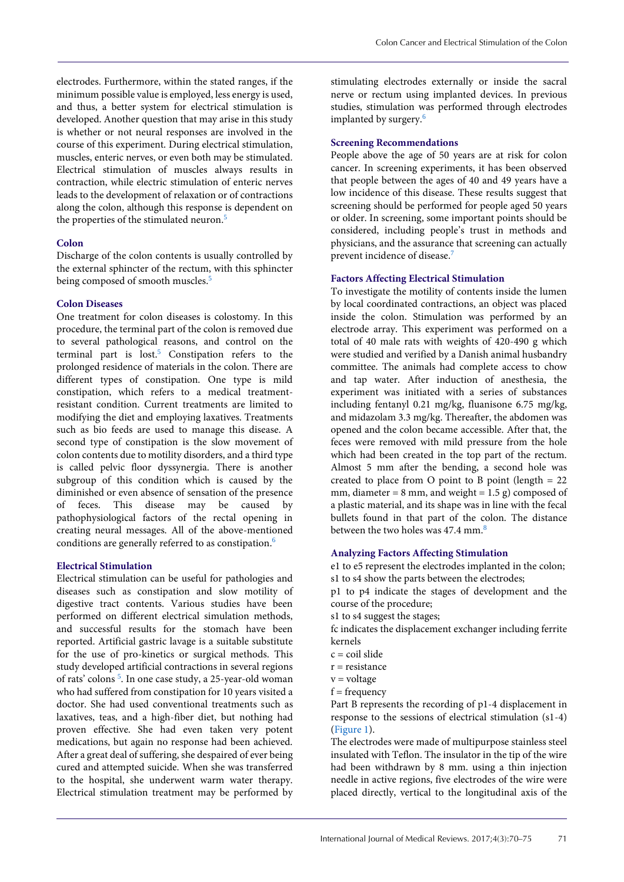electrodes. Furthermore, within the stated ranges, if the minimum possible value is employed, less energy is used, and thus, a better system for electrical stimulation is developed. Another question that may arise in this study is whether or not neural responses are involved in the course of this experiment. During electrical stimulation, muscles, enteric nerves, or even both may be stimulated. Electrical stimulation of muscles always results in contraction, while electric stimulation of enteric nerves leads to the development of relaxation or of contractions along the colon, although this response is dependent on the properties of the stimulated neuron.[5]

### Colon

Discharge of the colon contents is usually controlled by the external sphincter of the rectum, with this sphincter being composed of smooth muscles.[5]

### Colon Diseases

One treatment for colon diseases is colostomy. In this procedure, the terminal part of the colon is removed due to several pathological reasons, and control on the terminal part is lost.[5] Constipation refers to the prolonged residence of materials in the colon. There are different types of constipation. One type is mild constipation, which refers to a medical treatment-resistant condition. Current treatments are limited to modifying the diet and employing laxatives. Treatments such as bio feeds are used to manage this disease. A second type of constipation is the slow movement of colon contents due to motility disorders, and a third type is called pelvic floor dyssynergia. There is another subgroup of this condition which is caused by the diminished or even absence of sensation of the presence of feces. This disease may be caused by pathophysiological factors of the rectal opening in creating neural messages. All of the above-mentioned conditions are generally referred to as constipation.[6]

### Electrical Stimulation

Electrical stimulation can be useful for pathologies and diseases such as constipation and slow motility of digestive tract contents. Various studies have been performed on different electrical simulation methods, and successful results for the stomach have been reported. Artificial gastric lavage is a suitable substitute for the use of pro-kinetics or surgical methods. This study developed artificial contractions in several regions of rats' colons [5]. In one case study, a 25-year-old woman who had suffered from constipation for 10 years visited a doctor. She had used conventional treatments such as laxatives, teas, and a high-fiber diet, but nothing had proven effective. She had even taken very potent medications, but again no response had been achieved. After a great deal of suffering, she despaired of ever being cured and attempted suicide. When she was transferred to the hospital, she underwent warm water therapy. Electrical stimulation treatment may be performed by stimulating electrodes externally or inside the sacral nerve or rectum using implanted devices. In previous studies, stimulation was performed through electrodes implanted by surgery.[6]

### Screening Recommendations

People above the age of 50 years are at risk for colon cancer. In screening experiments, it has been observed that people between the ages of 40 and 49 years have a low incidence of this disease. These results suggest that screening should be performed for people aged 50 years or older. In screening, some important points should be considered, including people's trust in methods and physicians, and the assurance that screening can actually prevent incidence of disease.[7]

### Factors Affecting Electrical Stimulation

To investigate the motility of contents inside the lumen by local coordinated contractions, an object was placed inside the colon. Stimulation was performed by an electrode array. This experiment was performed on a total of 40 male rats with weights of 420-490 g which were studied and verified by a Danish animal husbandry committee. The animals had complete access to chow and tap water. After induction of anesthesia, the experiment was initiated with a series of substances including fentanyl 0.21 mg/kg, fluanisone 6.75 mg/kg, and midazolam 3.3 mg/kg. Thereafter, the abdomen was opened and the colon became accessible. After that, the feces were removed with mild pressure from the hole which had been created in the top part of the rectum. Almost 5 mm after the bending, a second hole was created to place from O point to B point (length = 22 mm, diameter = 8 mm, and weight = 1.5 g) composed of a plastic material, and its shape was in line with the fecal bullets found in that part of the colon. The distance between the two holes was 47.4 mm.[8]

### Analyzing Factors Affecting Stimulation

e1 to e5 represent the electrodes implanted in the colon;
s1 to s4 show the parts between the electrodes;
p1 to p4 indicate the stages of development and the course of the procedure;
s1 to s4 suggest the stages;
fc indicates the displacement exchanger including ferrite kernels
c = coil slide
r = resistance
v = voltage
f = frequency

Part B represents the recording of p1-4 displacement in response to the sessions of electrical stimulation (s1-4) (Figure 1).

The electrodes were made of multipurpose stainless steel insulated with Teflon. The insulator in the tip of the wire had been withdrawn by 8 mm. using a thin injection needle in active regions, five electrodes of the wire were placed directly, vertical to the longitudinal axis of the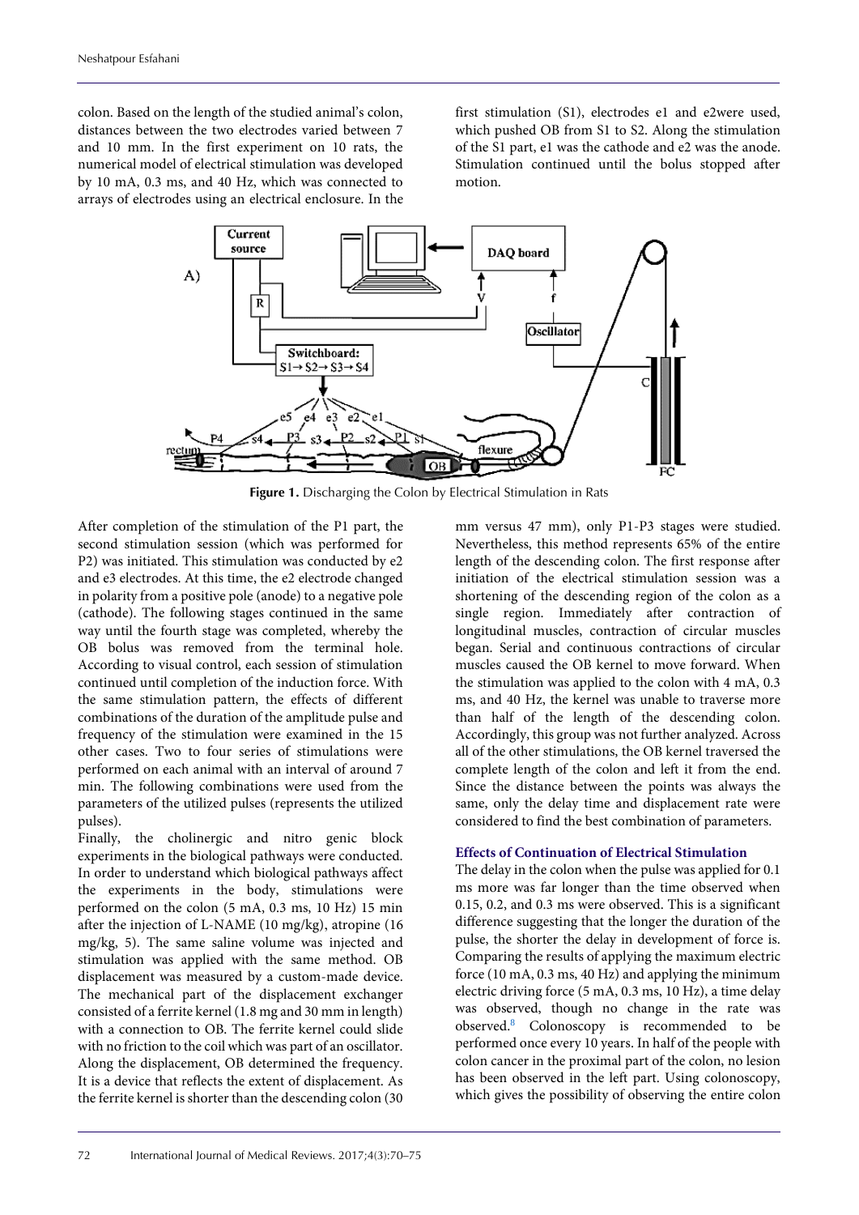colon. Based on the length of the studied animal's colon, distances between the two electrodes varied between 7 and 10 mm. In the first experiment on 10 rats, the numerical model of electrical stimulation was developed by 10 mA, 0.3 ms, and 40 Hz, which was connected to arrays of electrodes using an electrical enclosure. In the first stimulation (S1), electrodes e1 and e2were used, which pushed OB from S1 to S2. Along the stimulation of the S1 part, e1 was the cathode and e2 was the anode. Stimulation continued until the bolus stopped after motion.

**Figure 1.** Discharging the Colon by Electrical Stimulation in Rats

After completion of the stimulation of the P1 part, the second stimulation session (which was performed for P2) was initiated. This stimulation was conducted by e2 and e3 electrodes. At this time, the e2 electrode changed in polarity from a positive pole (anode) to a negative pole (cathode). The following stages continued in the same way until the fourth stage was completed, whereby the OB bolus was removed from the terminal hole. According to visual control, each session of stimulation continued until completion of the induction force. With the same stimulation pattern, the effects of different combinations of the duration of the amplitude pulse and frequency of the stimulation were examined in the 15 other cases. Two to four series of stimulations were performed on each animal with an interval of around 7 min. The following combinations were used from the parameters of the utilized pulses (represents the utilized pulses).

Finally, the cholinergic and nitro genic block experiments in the biological pathways were conducted. In order to understand which biological pathways affect the experiments in the body, stimulations were performed on the colon (5 mA, 0.3 ms, 10 Hz) 15 min after the injection of L-NAME (10 mg/kg), atropine (16 mg/kg, 5). The same saline volume was injected and stimulation was applied with the same method. OB displacement was measured by a custom-made device. The mechanical part of the displacement exchanger consisted of a ferrite kernel (1.8 mg and 30 mm in length) with a connection to OB. The ferrite kernel could slide with no friction to the coil which was part of an oscillator. Along the displacement, OB determined the frequency. It is a device that reflects the extent of displacement. As the ferrite kernel is shorter than the descending colon (30 mm versus 47 mm), only P1-P3 stages were studied. Nevertheless, this method represents 65% of the entire length of the descending colon. The first response after initiation of the electrical stimulation session was a shortening of the descending region of the colon as a single region. Immediately after contraction of longitudinal muscles, contraction of circular muscles began. Serial and continuous contractions of circular muscles caused the OB kernel to move forward. When the stimulation was applied to the colon with 4 mA, 0.3 ms, and 40 Hz, the kernel was unable to traverse more than half of the length of the descending colon. Accordingly, this group was not further analyzed. Across all of the other stimulations, the OB kernel traversed the complete length of the colon and left it from the end. Since the distance between the points was always the same, only the delay time and displacement rate were considered to find the best combination of parameters.

### Effects of Continuation of Electrical Stimulation

The delay in the colon when the pulse was applied for 0.1 ms more was far longer than the time observed when 0.15, 0.2, and 0.3 ms were observed. This is a significant difference suggesting that the longer the duration of the pulse, the shorter the delay in development of force is. Comparing the results of applying the maximum electric force (10 mA, 0.3 ms, 40 Hz) and applying the minimum electric driving force (5 mA, 0.3 ms, 10 Hz), a time delay was observed, though no change in the rate was observed.[8] Colonoscopy is recommended to be performed once every 10 years. In half of the people with colon cancer in the proximal part of the colon, no lesion has been observed in the left part. Using colonoscopy, which gives the possibility of observing the entire colon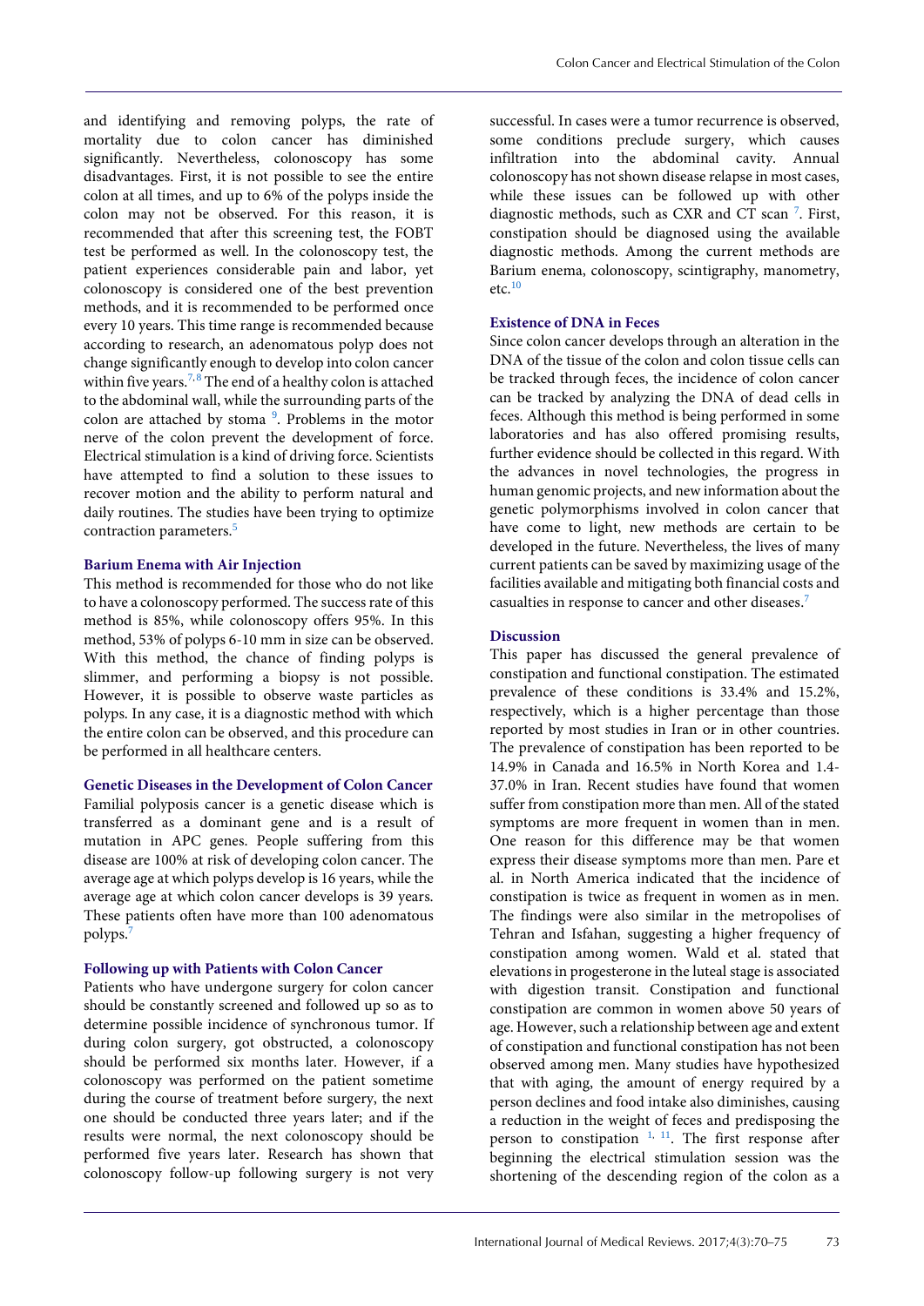and identifying and removing polyps, the rate of mortality due to colon cancer has diminished significantly. Nevertheless, colonoscopy has some disadvantages. First, it is not possible to see the entire colon at all times, and up to 6% of the polyps inside the colon may not be observed. For this reason, it is recommended that after this screening test, the FOBT test be performed as well. In the colonoscopy test, the patient experiences considerable pain and labor, yet colonoscopy is considered one of the best prevention methods, and it is recommended to be performed once every 10 years. This time range is recommended because according to research, an adenomatous polyp does not change significantly enough to develop into colon cancer within five years.[7,8] The end of a healthy colon is attached to the abdominal wall, while the surrounding parts of the colon are attached by stoma [9]. Problems in the motor nerve of the colon prevent the development of force. Electrical stimulation is a kind of driving force. Scientists have attempted to find a solution to these issues to recover motion and the ability to perform natural and daily routines. The studies have been trying to optimize contraction parameters.[5]

### Barium Enema with Air Injection

This method is recommended for those who do not like to have a colonoscopy performed. The success rate of this method is 85%, while colonoscopy offers 95%. In this method, 53% of polyps 6-10 mm in size can be observed. With this method, the chance of finding polyps is slimmer, and performing a biopsy is not possible. However, it is possible to observe waste particles as polyps. In any case, it is a diagnostic method with which the entire colon can be observed, and this procedure can be performed in all healthcare centers.

### Genetic Diseases in the Development of Colon Cancer

Familial polyposis cancer is a genetic disease which is transferred as a dominant gene and is a result of mutation in APC genes. People suffering from this disease are 100% at risk of developing colon cancer. The average age at which polyps develop is 16 years, while the average age at which colon cancer develops is 39 years. These patients often have more than 100 adenomatous polyps.[7]

### Following up with Patients with Colon Cancer

Patients who have undergone surgery for colon cancer should be constantly screened and followed up so as to determine possible incidence of synchronous tumor. If during colon surgery, got obstructed, a colonoscopy should be performed six months later. However, if a colonoscopy was performed on the patient sometime during the course of treatment before surgery, the next one should be conducted three years later; and if the results were normal, the next colonoscopy should be performed five years later. Research has shown that colonoscopy follow-up following surgery is not very successful. In cases were a tumor recurrence is observed, some conditions preclude surgery, which causes infiltration into the abdominal cavity. Annual colonoscopy has not shown disease relapse in most cases, while these issues can be followed up with other diagnostic methods, such as CXR and CT scan [7]. First, constipation should be diagnosed using the available diagnostic methods. Among the current methods are Barium enema, colonoscopy, scintigraphy, manometry, etc.[10]

### Existence of DNA in Feces

Since colon cancer develops through an alteration in the DNA of the tissue of the colon and colon tissue cells can be tracked through feces, the incidence of colon cancer can be tracked by analyzing the DNA of dead cells in feces. Although this method is being performed in some laboratories and has also offered promising results, further evidence should be collected in this regard. With the advances in novel technologies, the progress in human genomic projects, and new information about the genetic polymorphisms involved in colon cancer that have come to light, new methods are certain to be developed in the future. Nevertheless, the lives of many current patients can be saved by maximizing usage of the facilities available and mitigating both financial costs and casualties in response to cancer and other diseases.[7]

### Discussion

This paper has discussed the general prevalence of constipation and functional constipation. The estimated prevalence of these conditions is 33.4% and 15.2%, respectively, which is a higher percentage than those reported by most studies in Iran or in other countries. The prevalence of constipation has been reported to be 14.9% in Canada and 16.5% in North Korea and 1.4-37.0% in Iran. Recent studies have found that women suffer from constipation more than men. All of the stated symptoms are more frequent in women than in men. One reason for this difference may be that women express their disease symptoms more than men. Pare et al. in North America indicated that the incidence of constipation is twice as frequent in women as in men. The findings were also similar in the metropolises of Tehran and Isfahan, suggesting a higher frequency of constipation among women. Wald et al. stated that elevations in progesterone in the luteal stage is associated with digestion transit. Constipation and functional constipation are common in women above 50 years of age. However, such a relationship between age and extent of constipation and functional constipation has not been observed among men. Many studies have hypothesized that with aging, the amount of energy required by a person declines and food intake also diminishes, causing a reduction in the weight of feces and predisposing the person to constipation [1, 11]. The first response after beginning the electrical stimulation session was the shortening of the descending region of the colon as a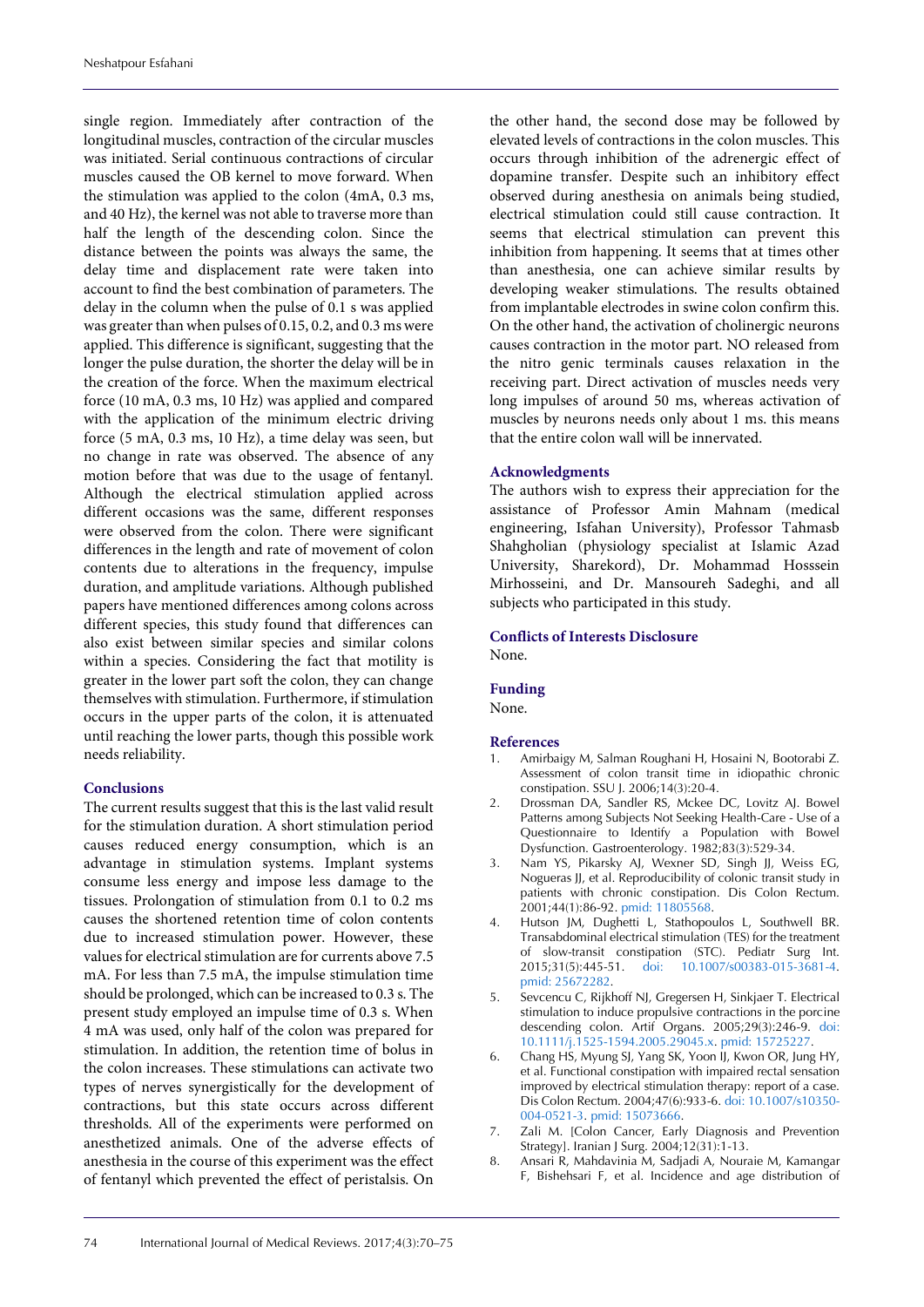single region. Immediately after contraction of the longitudinal muscles, contraction of the circular muscles was initiated. Serial continuous contractions of circular muscles caused the OB kernel to move forward. When the stimulation was applied to the colon (4mA, 0.3 ms, and 40 Hz), the kernel was not able to traverse more than half the length of the descending colon. Since the distance between the points was always the same, the delay time and displacement rate were taken into account to find the best combination of parameters. The delay in the column when the pulse of 0.1 s was applied was greater than when pulses of 0.15, 0.2, and 0.3 ms were applied. This difference is significant, suggesting that the longer the pulse duration, the shorter the delay will be in the creation of the force. When the maximum electrical force (10 mA, 0.3 ms, 10 Hz) was applied and compared with the application of the minimum electric driving force (5 mA, 0.3 ms, 10 Hz), a time delay was seen, but no change in rate was observed. The absence of any motion before that was due to the usage of fentanyl. Although the electrical stimulation applied across different occasions was the same, different responses were observed from the colon. There were significant differences in the length and rate of movement of colon contents due to alterations in the frequency, impulse duration, and amplitude variations. Although published papers have mentioned differences among colons across different species, this study found that differences can also exist between similar species and similar colons within a species. Considering the fact that motility is greater in the lower part soft the colon, they can change themselves with stimulation. Furthermore, if stimulation occurs in the upper parts of the colon, it is attenuated until reaching the lower parts, though this possible work needs reliability.

## Conclusions

The current results suggest that this is the last valid result for the stimulation duration. A short stimulation period causes reduced energy consumption, which is an advantage in stimulation systems. Implant systems consume less energy and impose less damage to the tissues. Prolongation of stimulation from 0.1 to 0.2 ms causes the shortened retention time of colon contents due to increased stimulation power. However, these values for electrical stimulation are for currents above 7.5 mA. For less than 7.5 mA, the impulse stimulation time should be prolonged, which can be increased to 0.3 s. The present study employed an impulse time of 0.3 s. When 4 mA was used, only half of the colon was prepared for stimulation. In addition, the retention time of bolus in the colon increases. These stimulations can activate two types of nerves synergistically for the development of contractions, but this state occurs across different thresholds. All of the experiments were performed on anesthetized animals. One of the adverse effects of anesthesia in the course of this experiment was the effect of fentanyl which prevented the effect of peristalsis. On the other hand, the second dose may be followed by elevated levels of contractions in the colon muscles. This occurs through inhibition of the adrenergic effect of dopamine transfer. Despite such an inhibitory effect observed during anesthesia on animals being studied, electrical stimulation could still cause contraction. It seems that electrical stimulation can prevent this inhibition from happening. It seems that at times other than anesthesia, one can achieve similar results by developing weaker stimulations. The results obtained from implantable electrodes in swine colon confirm this. On the other hand, the activation of cholinergic neurons causes contraction in the motor part. NO released from the nitro genic terminals causes relaxation in the receiving part. Direct activation of muscles needs very long impulses of around 50 ms, whereas activation of muscles by neurons needs only about 1 ms. this means that the entire colon wall will be innervated.

## Acknowledgments

The authors wish to express their appreciation for the assistance of Professor Amin Mahnam (medical engineering, Isfahan University), Professor Tahmasb Shahgholian (physiology specialist at Islamic Azad University, Sharekord), Dr. Mohammad Hosssein Mirhosseini, and Dr. Mansoureh Sadeghi, and all subjects who participated in this study.

## Conflicts of Interests Disclosure

None.

## Funding

None.

## References

1. Amirbaigy M, Salman Roughani H, Hosaini N, Bootorabi Z. Assessment of colon transit time in idiopathic chronic constipation. SSU J. 2006;14(3):20-4.
2. Drossman DA, Sandler RS, Mckee DC, Lovitz AJ. Bowel Patterns among Subjects Not Seeking Health-Care - Use of a Questionnaire to Identify a Population with Bowel Dysfunction. Gastroenterology. 1982;83(3):529-34.
3. Nam YS, Pikarsky AJ, Wexner SD, Singh JJ, Weiss EG, Nogueras JJ, et al. Reproducibility of colonic transit study in patients with chronic constipation. Dis Colon Rectum. 2001;44(1):86-92. pmid: 11805568.
4. Hutson JM, Dughetti L, Stathopoulos L, Southwell BR. Transabdominal electrical stimulation (TES) for the treatment of slow-transit constipation (STC). Pediatr Surg Int. 2015;31(5):445-51. doi: 10.1007/s00383-015-3681-4. pmid: 25672282.
5. Sevcencu C, Rijkhoff NJ, Gregersen H, Sinkjaer T. Electrical stimulation to induce propulsive contractions in the porcine descending colon. Artif Organs. 2005;29(3):246-9. doi: 10.1111/j.1525-1594.2005.29045.x. pmid: 15725227.
6. Chang HS, Myung SJ, Yang SK, Yoon IJ, Kwon OR, Jung HY, et al. Functional constipation with impaired rectal sensation improved by electrical stimulation therapy: report of a case. Dis Colon Rectum. 2004;47(6):933-6. doi: 10.1007/s10350-004-0521-3. pmid: 15073666.
7. Zali M. [Colon Cancer, Early Diagnosis and Prevention Strategy]. Iranian J Surg. 2004;12(31):1-13.
8. Ansari R, Mahdavinia M, Sadjadi A, Nouraie M, Kamangar F, Bishehsari F, et al. Incidence and age distribution of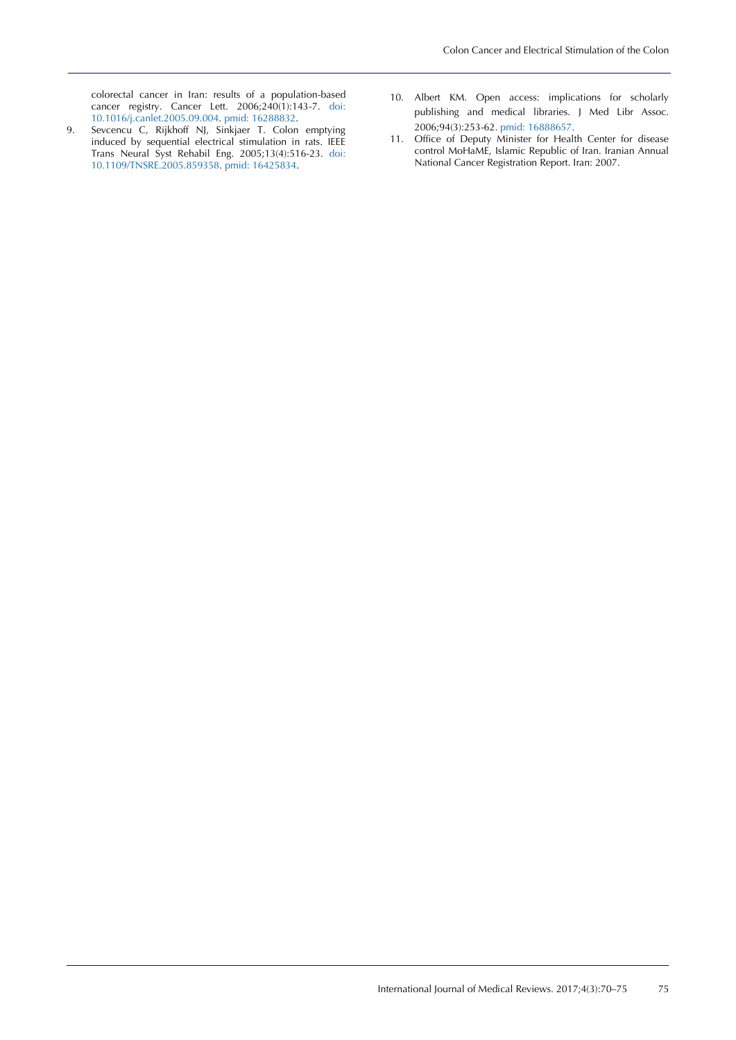colorectal cancer in Iran: results of a population-based cancer registry. Cancer Lett. 2006;240(1):143-7. doi: 10.1016/j.canlet.2005.09.004. pmid: 16288832.

9. Sevcencu C, Rijkhoff NJ, Sinkjaer T. Colon emptying induced by sequential electrical stimulation in rats. IEEE Trans Neural Syst Rehabil Eng. 2005;13(4):516-23. doi: 10.1109/TNSRE.2005.859358. pmid: 16425834.
10. Albert KM. Open access: implications for scholarly publishing and medical libraries. J Med Libr Assoc. 2006;94(3):253-62. pmid: 16888657.
11. Office of Deputy Minister for Health Center for disease control MoHaME, Islamic Republic of Iran. Iranian Annual National Cancer Registration Report. Iran: 2007.